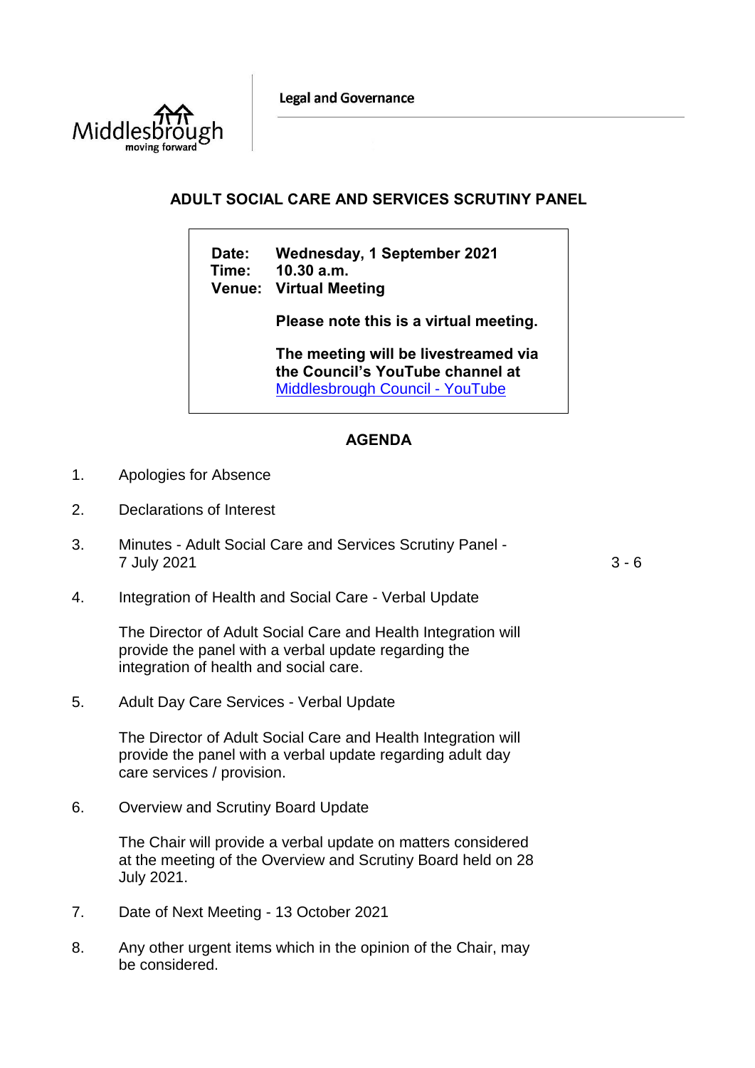Middlesbrough
moving forward

Legal and Governance

# ADULT SOCIAL CARE AND SERVICES SCRUTINY PANEL

**Date:** **Wednesday, 1 September 2021**
**Time:** **10.30 a.m.**
**Venue:** **Virtual Meeting**

**Please note this is a virtual meeting.**

**The meeting will be livestreamed via the Council's YouTube channel at** [Middlesbrough Council - YouTube]

## AGENDA

1. Apologies for Absence

2. Declarations of Interest

3. Minutes - Adult Social Care and Services Scrutiny Panel - 7 July 2021 — 3 - 6

4. Integration of Health and Social Care - Verbal Update

   The Director of Adult Social Care and Health Integration will provide the panel with a verbal update regarding the integration of health and social care.

5. Adult Day Care Services - Verbal Update

   The Director of Adult Social Care and Health Integration will provide the panel with a verbal update regarding adult day care services / provision.

6. Overview and Scrutiny Board Update

   The Chair will provide a verbal update on matters considered at the meeting of the Overview and Scrutiny Board held on 28 July 2021.

7. Date of Next Meeting - 13 October 2021

8. Any other urgent items which in the opinion of the Chair, may be considered.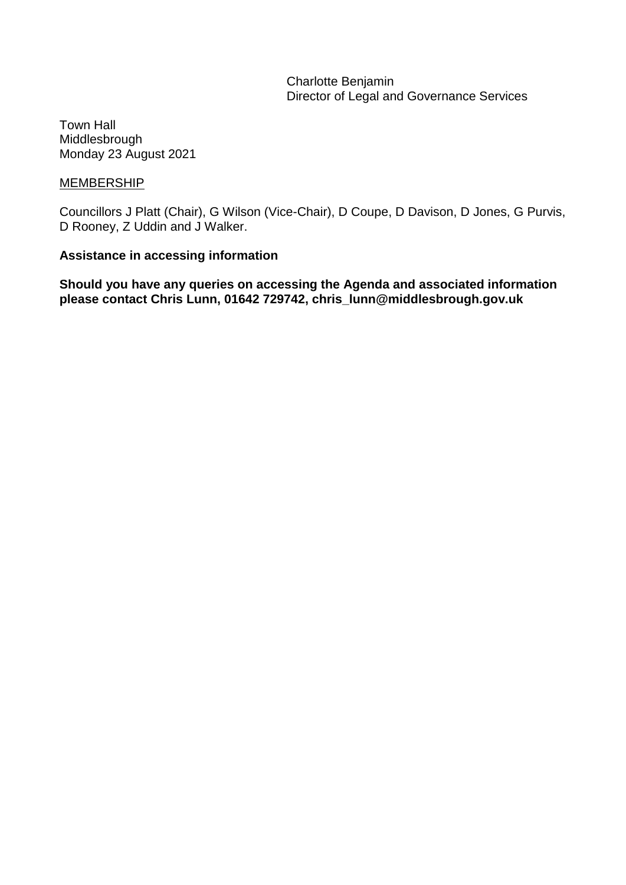Charlotte Benjamin
Director of Legal and Governance Services

Town Hall
Middlesbrough
Monday 23 August 2021

MEMBERSHIP

Councillors J Platt (Chair), G Wilson (Vice-Chair), D Coupe, D Davison, D Jones, G Purvis, D Rooney, Z Uddin and J Walker.

**Assistance in accessing information**

**Should you have any queries on accessing the Agenda and associated information please contact Chris Lunn, 01642 729742, chris_lunn@middlesbrough.gov.uk**